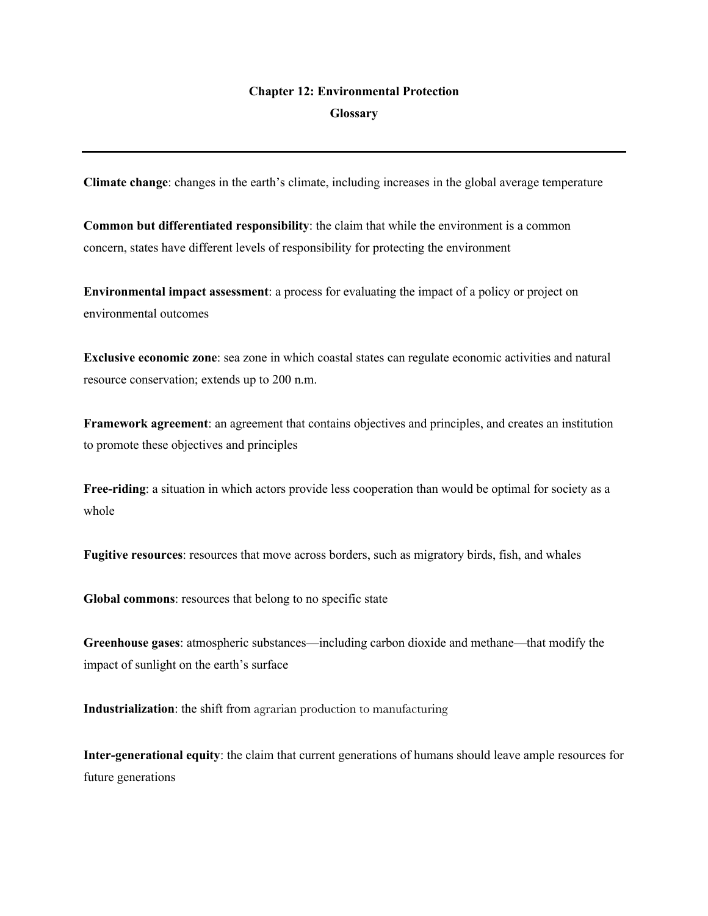# Chapter 12: Environmental Protection

## Glossary

---

**Climate change**: changes in the earth's climate, including increases in the global average temperature

**Common but differentiated responsibility**: the claim that while the environment is a common concern, states have different levels of responsibility for protecting the environment

**Environmental impact assessment**: a process for evaluating the impact of a policy or project on environmental outcomes

**Exclusive economic zone**: sea zone in which coastal states can regulate economic activities and natural resource conservation; extends up to 200 n.m.

**Framework agreement**: an agreement that contains objectives and principles, and creates an institution to promote these objectives and principles

**Free-riding**: a situation in which actors provide less cooperation than would be optimal for society as a whole

**Fugitive resources**: resources that move across borders, such as migratory birds, fish, and whales

**Global commons**: resources that belong to no specific state

**Greenhouse gases**: atmospheric substances—including carbon dioxide and methane—that modify the impact of sunlight on the earth's surface

**Industrialization**: the shift from agrarian production to manufacturing

**Inter-generational equity**: the claim that current generations of humans should leave ample resources for future generations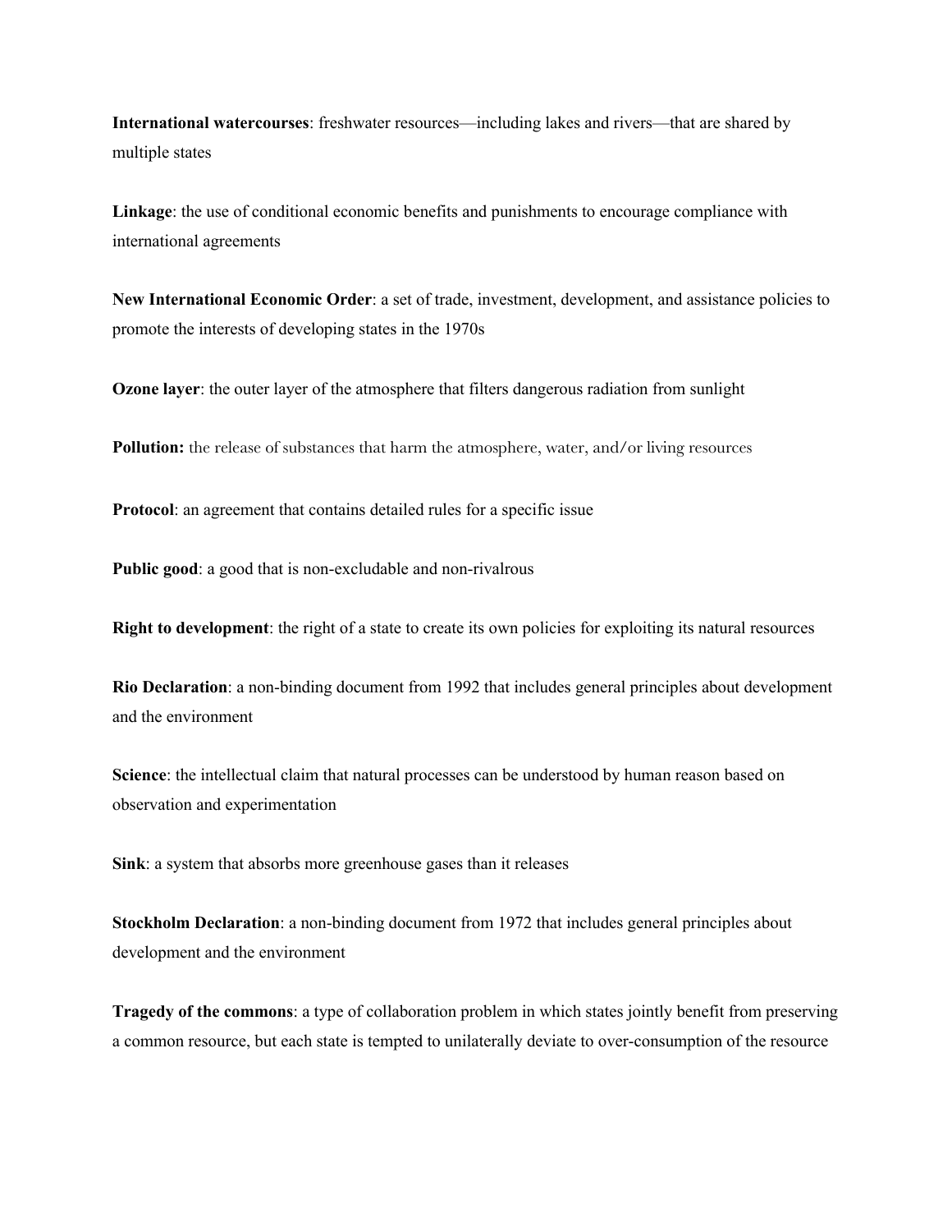**International watercourses**: freshwater resources—including lakes and rivers—that are shared by multiple states

**Linkage**: the use of conditional economic benefits and punishments to encourage compliance with international agreements

**New International Economic Order**: a set of trade, investment, development, and assistance policies to promote the interests of developing states in the 1970s

**Ozone layer**: the outer layer of the atmosphere that filters dangerous radiation from sunlight

**Pollution:** the release of substances that harm the atmosphere, water, and/or living resources

**Protocol**: an agreement that contains detailed rules for a specific issue

**Public good**: a good that is non-excludable and non-rivalrous

**Right to development**: the right of a state to create its own policies for exploiting its natural resources

**Rio Declaration**: a non-binding document from 1992 that includes general principles about development and the environment

**Science**: the intellectual claim that natural processes can be understood by human reason based on observation and experimentation

**Sink**: a system that absorbs more greenhouse gases than it releases

**Stockholm Declaration**: a non-binding document from 1972 that includes general principles about development and the environment

**Tragedy of the commons**: a type of collaboration problem in which states jointly benefit from preserving a common resource, but each state is tempted to unilaterally deviate to over-consumption of the resource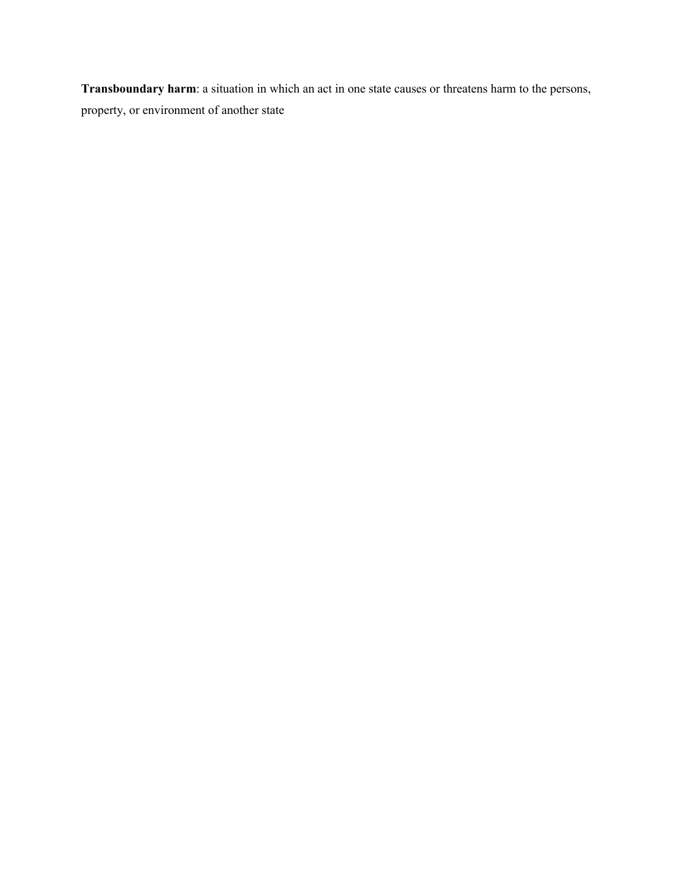**Transboundary harm**: a situation in which an act in one state causes or threatens harm to the persons, property, or environment of another state